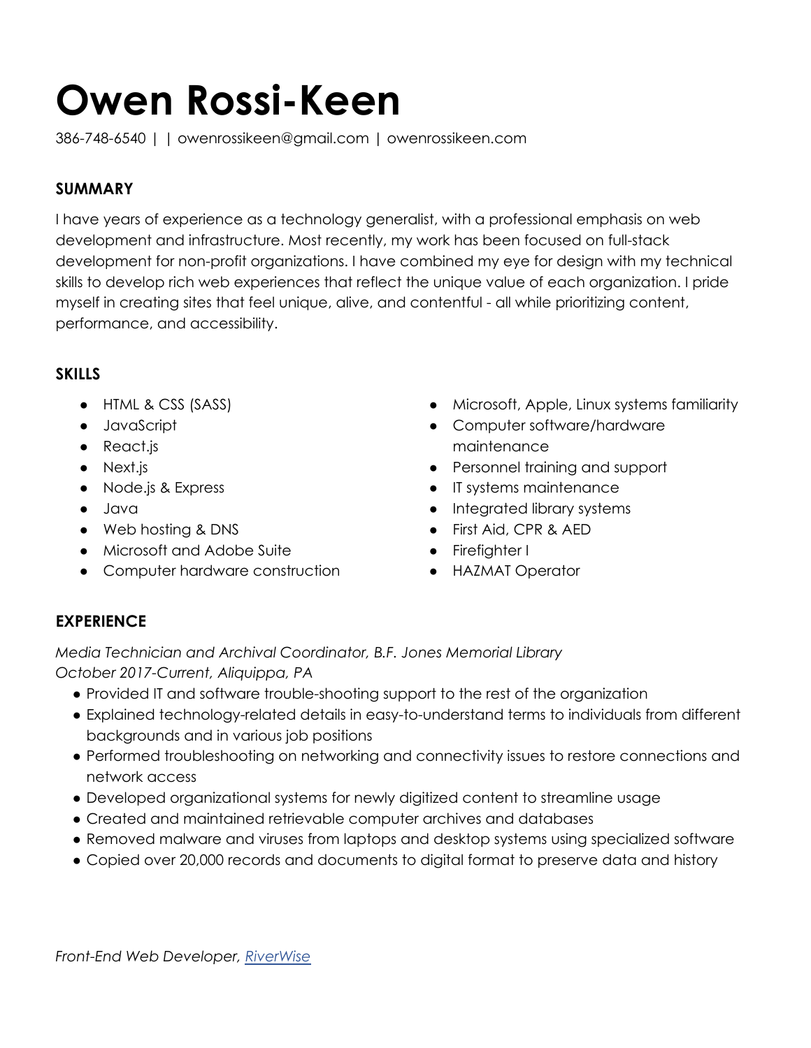# Owen Rossi-Keen

386-748-6540 | | owenrossikeen@gmail.com | owenrossikeen.com

## SUMMARY

I have years of experience as a technology generalist, with a professional emphasis on web development and infrastructure. Most recently, my work has been focused on full-stack development for non-profit organizations. I have combined my eye for design with my technical skills to develop rich web experiences that reflect the unique value of each organization. I pride myself in creating sites that feel unique, alive, and contentful - all while prioritizing content, performance, and accessibility.

## SKILLS

- HTML & CSS (SASS)
- JavaScript
- React.js
- Next.js
- Node.js & Express
- Java
- Web hosting & DNS
- Microsoft and Adobe Suite
- Computer hardware construction
- Microsoft, Apple, Linux systems familiarity
- Computer software/hardware maintenance
- Personnel training and support
- IT systems maintenance
- Integrated library systems
- First Aid, CPR & AED
- Firefighter I
- HAZMAT Operator

## EXPERIENCE

*Media Technician and Archival Coordinator, B.F. Jones Memorial Library*
*October 2017-Current, Aliquippa, PA*

- Provided IT and software trouble-shooting support to the rest of the organization
- Explained technology-related details in easy-to-understand terms to individuals from different backgrounds and in various job positions
- Performed troubleshooting on networking and connectivity issues to restore connections and network access
- Developed organizational systems for newly digitized content to streamline usage
- Created and maintained retrievable computer archives and databases
- Removed malware and viruses from laptops and desktop systems using specialized software
- Copied over 20,000 records and documents to digital format to preserve data and history

*Front-End Web Developer, [RiverWise]*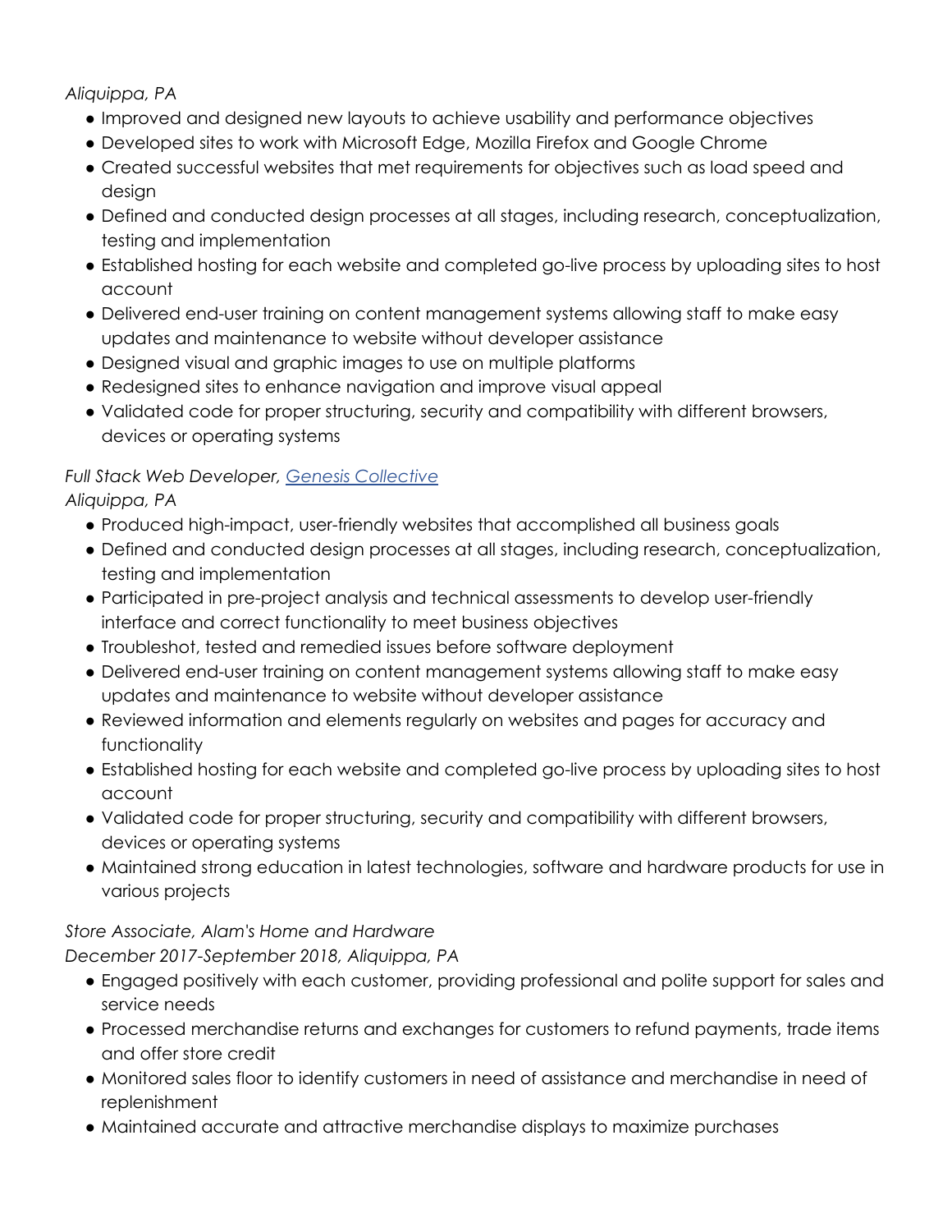*Aliquippa, PA*

- Improved and designed new layouts to achieve usability and performance objectives
- Developed sites to work with Microsoft Edge, Mozilla Firefox and Google Chrome
- Created successful websites that met requirements for objectives such as load speed and design
- Defined and conducted design processes at all stages, including research, conceptualization, testing and implementation
- Established hosting for each website and completed go-live process by uploading sites to host account
- Delivered end-user training on content management systems allowing staff to make easy updates and maintenance to website without developer assistance
- Designed visual and graphic images to use on multiple platforms
- Redesigned sites to enhance navigation and improve visual appeal
- Validated code for proper structuring, security and compatibility with different browsers, devices or operating systems

*Full Stack Web Developer, Genesis Collective*
*Aliquippa, PA*

- Produced high-impact, user-friendly websites that accomplished all business goals
- Defined and conducted design processes at all stages, including research, conceptualization, testing and implementation
- Participated in pre-project analysis and technical assessments to develop user-friendly interface and correct functionality to meet business objectives
- Troubleshot, tested and remedied issues before software deployment
- Delivered end-user training on content management systems allowing staff to make easy updates and maintenance to website without developer assistance
- Reviewed information and elements regularly on websites and pages for accuracy and functionality
- Established hosting for each website and completed go-live process by uploading sites to host account
- Validated code for proper structuring, security and compatibility with different browsers, devices or operating systems
- Maintained strong education in latest technologies, software and hardware products for use in various projects

*Store Associate, Alam's Home and Hardware*
*December 2017-September 2018, Aliquippa, PA*

- Engaged positively with each customer, providing professional and polite support for sales and service needs
- Processed merchandise returns and exchanges for customers to refund payments, trade items and offer store credit
- Monitored sales floor to identify customers in need of assistance and merchandise in need of replenishment
- Maintained accurate and attractive merchandise displays to maximize purchases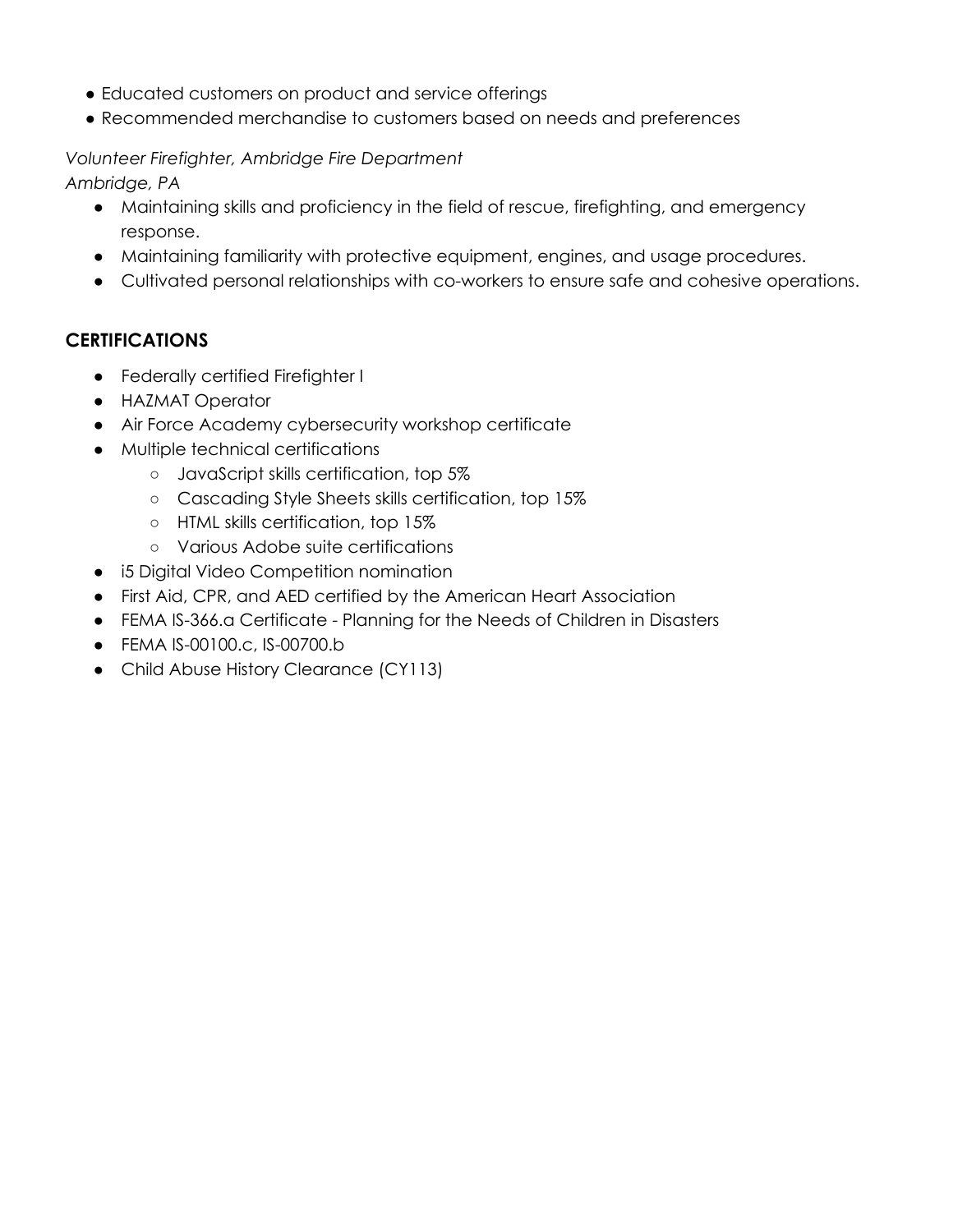- Educated customers on product and service offerings
- Recommended merchandise to customers based on needs and preferences

*Volunteer Firefighter, Ambridge Fire Department*
*Ambridge, PA*

- Maintaining skills and proficiency in the field of rescue, firefighting, and emergency response.
- Maintaining familiarity with protective equipment, engines, and usage procedures.
- Cultivated personal relationships with co-workers to ensure safe and cohesive operations.

## CERTIFICATIONS

- Federally certified Firefighter I
- HAZMAT Operator
- Air Force Academy cybersecurity workshop certificate
- Multiple technical certifications
  - JavaScript skills certification, top 5%
  - Cascading Style Sheets skills certification, top 15%
  - HTML skills certification, top 15%
  - Various Adobe suite certifications
- i5 Digital Video Competition nomination
- First Aid, CPR, and AED certified by the American Heart Association
- FEMA IS-366.a Certificate - Planning for the Needs of Children in Disasters
- FEMA IS-00100.c, IS-00700.b
- Child Abuse History Clearance (CY113)